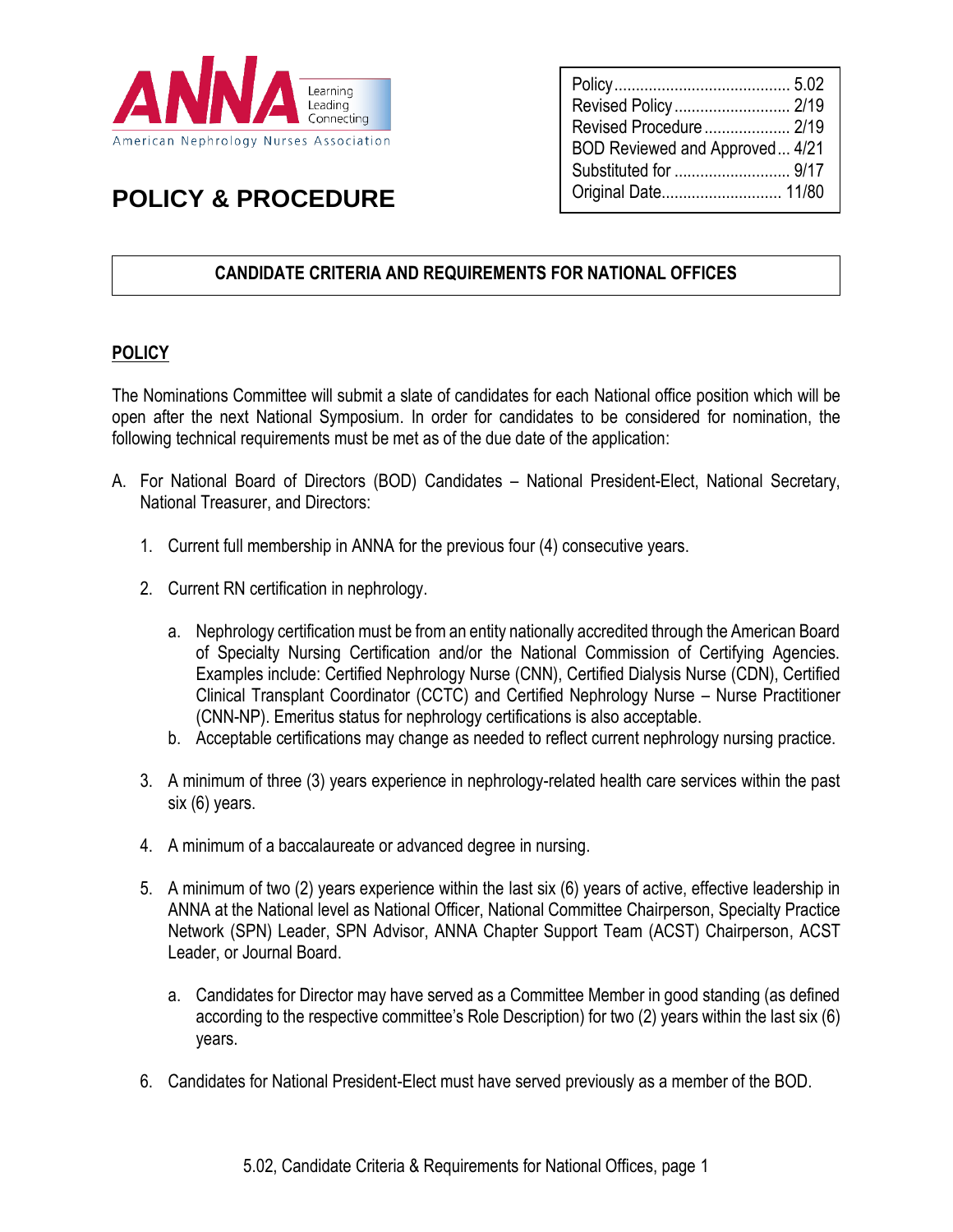American Nephrology Nurses Association

Learning Leading Connecting

# POLICY & PROCEDURE

| | |
|---|---|
| Policy | 5.02 |
| Revised Policy | 2/19 |
| Revised Procedure | 2/19 |
| BOD Reviewed and Approved | 4/21 |
| Substituted for | 9/17 |
| Original Date | 11/80 |

## CANDIDATE CRITERIA AND REQUIREMENTS FOR NATIONAL OFFICES

### POLICY

The Nominations Committee will submit a slate of candidates for each National office position which will be open after the next National Symposium. In order for candidates to be considered for nomination, the following technical requirements must be met as of the due date of the application:

A. For National Board of Directors (BOD) Candidates – National President-Elect, National Secretary, National Treasurer, and Directors:

1. Current full membership in ANNA for the previous four (4) consecutive years.

2. Current RN certification in nephrology.

   a. Nephrology certification must be from an entity nationally accredited through the American Board of Specialty Nursing Certification and/or the National Commission of Certifying Agencies. Examples include: Certified Nephrology Nurse (CNN), Certified Dialysis Nurse (CDN), Certified Clinical Transplant Coordinator (CCTC) and Certified Nephrology Nurse – Nurse Practitioner (CNN-NP). Emeritus status for nephrology certifications is also acceptable.
   
   b. Acceptable certifications may change as needed to reflect current nephrology nursing practice.

3. A minimum of three (3) years experience in nephrology-related health care services within the past six (6) years.

4. A minimum of a baccalaureate or advanced degree in nursing.

5. A minimum of two (2) years experience within the last six (6) years of active, effective leadership in ANNA at the National level as National Officer, National Committee Chairperson, Specialty Practice Network (SPN) Leader, SPN Advisor, ANNA Chapter Support Team (ACST) Chairperson, ACST Leader, or Journal Board.

   a. Candidates for Director may have served as a Committee Member in good standing (as defined according to the respective committee's Role Description) for two (2) years within the last six (6) years.

6. Candidates for National President-Elect must have served previously as a member of the BOD.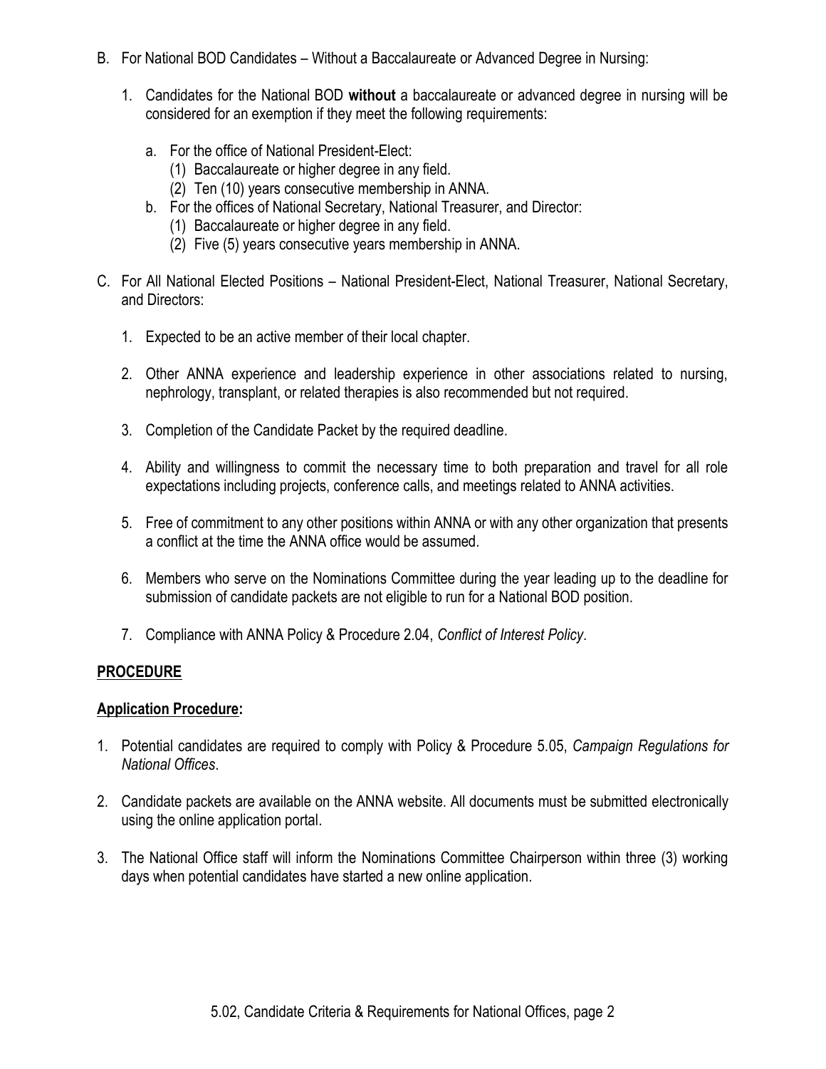B. For National BOD Candidates – Without a Baccalaureate or Advanced Degree in Nursing:

   1. Candidates for the National BOD **without** a baccalaureate or advanced degree in nursing will be considered for an exemption if they meet the following requirements:

      a. For the office of National President-Elect:
         (1) Baccalaureate or higher degree in any field.
         (2) Ten (10) years consecutive membership in ANNA.

      b. For the offices of National Secretary, National Treasurer, and Director:
         (1) Baccalaureate or higher degree in any field.
         (2) Five (5) years consecutive years membership in ANNA.

C. For All National Elected Positions – National President-Elect, National Treasurer, National Secretary, and Directors:

   1. Expected to be an active member of their local chapter.

   2. Other ANNA experience and leadership experience in other associations related to nursing, nephrology, transplant, or related therapies is also recommended but not required.

   3. Completion of the Candidate Packet by the required deadline.

   4. Ability and willingness to commit the necessary time to both preparation and travel for all role expectations including projects, conference calls, and meetings related to ANNA activities.

   5. Free of commitment to any other positions within ANNA or with any other organization that presents a conflict at the time the ANNA office would be assumed.

   6. Members who serve on the Nominations Committee during the year leading up to the deadline for submission of candidate packets are not eligible to run for a National BOD position.

   7. Compliance with ANNA Policy & Procedure 2.04, *Conflict of Interest Policy*.

## PROCEDURE

### Application Procedure:

1. Potential candidates are required to comply with Policy & Procedure 5.05, *Campaign Regulations for National Offices*.

2. Candidate packets are available on the ANNA website. All documents must be submitted electronically using the online application portal.

3. The National Office staff will inform the Nominations Committee Chairperson within three (3) working days when potential candidates have started a new online application.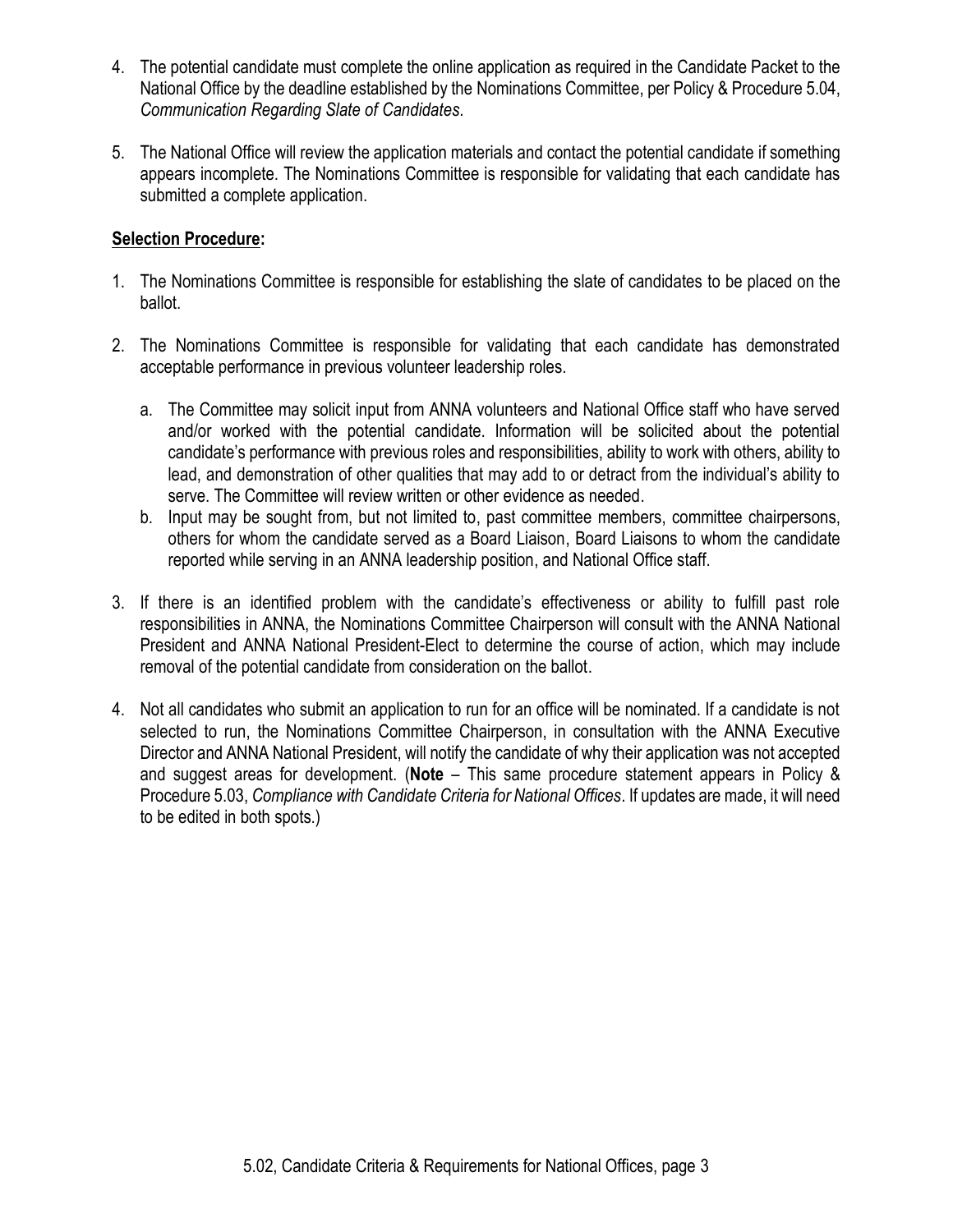4. The potential candidate must complete the online application as required in the Candidate Packet to the National Office by the deadline established by the Nominations Committee, per Policy & Procedure 5.04, *Communication Regarding Slate of Candidates*.

5. The National Office will review the application materials and contact the potential candidate if something appears incomplete. The Nominations Committee is responsible for validating that each candidate has submitted a complete application.

**<u>Selection Procedure</u>:**

1. The Nominations Committee is responsible for establishing the slate of candidates to be placed on the ballot.

2. The Nominations Committee is responsible for validating that each candidate has demonstrated acceptable performance in previous volunteer leadership roles.

   a. The Committee may solicit input from ANNA volunteers and National Office staff who have served and/or worked with the potential candidate. Information will be solicited about the potential candidate's performance with previous roles and responsibilities, ability to work with others, ability to lead, and demonstration of other qualities that may add to or detract from the individual's ability to serve. The Committee will review written or other evidence as needed.

   b. Input may be sought from, but not limited to, past committee members, committee chairpersons, others for whom the candidate served as a Board Liaison, Board Liaisons to whom the candidate reported while serving in an ANNA leadership position, and National Office staff.

3. If there is an identified problem with the candidate's effectiveness or ability to fulfill past role responsibilities in ANNA, the Nominations Committee Chairperson will consult with the ANNA National President and ANNA National President-Elect to determine the course of action, which may include removal of the potential candidate from consideration on the ballot.

4. Not all candidates who submit an application to run for an office will be nominated. If a candidate is not selected to run, the Nominations Committee Chairperson, in consultation with the ANNA Executive Director and ANNA National President, will notify the candidate of why their application was not accepted and suggest areas for development. (**Note** – This same procedure statement appears in Policy & Procedure 5.03, *Compliance with Candidate Criteria for National Offices*. If updates are made, it will need to be edited in both spots.)